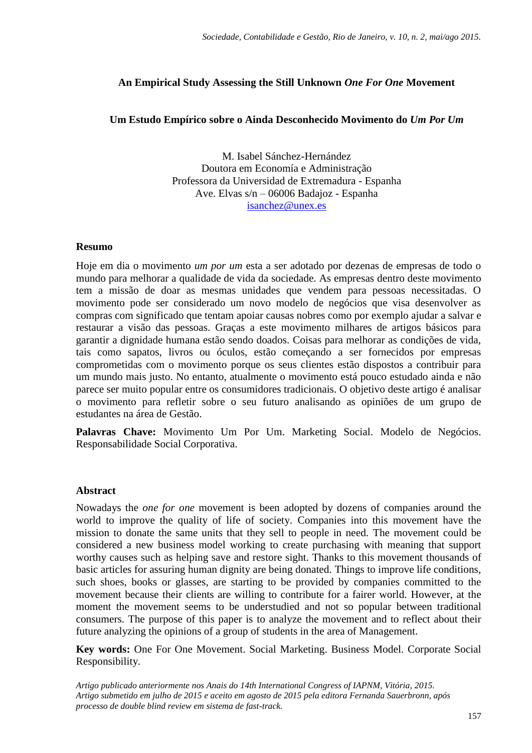# An Empirical Study Assessing the Still Unknown *One For One* Movement

# Um Estudo Empírico sobre o Ainda Desconhecido Movimento do *Um Por Um*

M. Isabel Sánchez-Hernández
Doutora em Economía e Administração
Professora da Universidad de Extremadura - Espanha
Ave. Elvas s/n – 06006 Badajoz - Espanha
isanchez@unex.es

## Resumo

Hoje em dia o movimento *um por um* esta a ser adotado por dezenas de empresas de todo o mundo para melhorar a qualidade de vida da sociedade. As empresas dentro deste movimento tem a missão de doar as mesmas unidades que vendem para pessoas necessitadas. O movimento pode ser considerado um novo modelo de negócios que visa desenvolver as compras com significado que tentam apoiar causas nobres como por exemplo ajudar a salvar e restaurar a visão das pessoas. Graças a este movimento milhares de artigos básicos para garantir a dignidade humana estão sendo doados. Coisas para melhorar as condições de vida, tais como sapatos, livros ou óculos, estão começando a ser fornecidos por empresas comprometidas com o movimento porque os seus clientes estão dispostos a contribuir para um mundo mais justo. No entanto, atualmente o movimento está pouco estudado ainda e não parece ser muito popular entre os consumidores tradicionais. O objetivo deste artigo é analisar o movimento para refletir sobre o seu futuro analisando as opiniões de um grupo de estudantes na área de Gestão.

**Palavras Chave:** Movimento Um Por Um. Marketing Social. Modelo de Negócios. Responsabilidade Social Corporativa.

## Abstract

Nowadays the *one for one* movement is been adopted by dozens of companies around the world to improve the quality of life of society. Companies into this movement have the mission to donate the same units that they sell to people in need. The movement could be considered a new business model working to create purchasing with meaning that support worthy causes such as helping save and restore sight. Thanks to this movement thousands of basic articles for assuring human dignity are being donated. Things to improve life conditions, such shoes, books or glasses, are starting to be provided by companies committed to the movement because their clients are willing to contribute for a fairer world. However, at the moment the movement seems to be understudied and not so popular between traditional consumers. The purpose of this paper is to analyze the movement and to reflect about their future analyzing the opinions of a group of students in the area of Management.

**Key words:** One For One Movement. Social Marketing. Business Model. Corporate Social Responsibility.

*Artigo publicado anteriormente nos Anais do 14th International Congress of IAPNM, Vitória, 2015. Artigo submetido em julho de 2015 e aceito em agosto de 2015 pela editora Fernanda Sauerbronn, após processo de double blind review em sistema de fast-track.*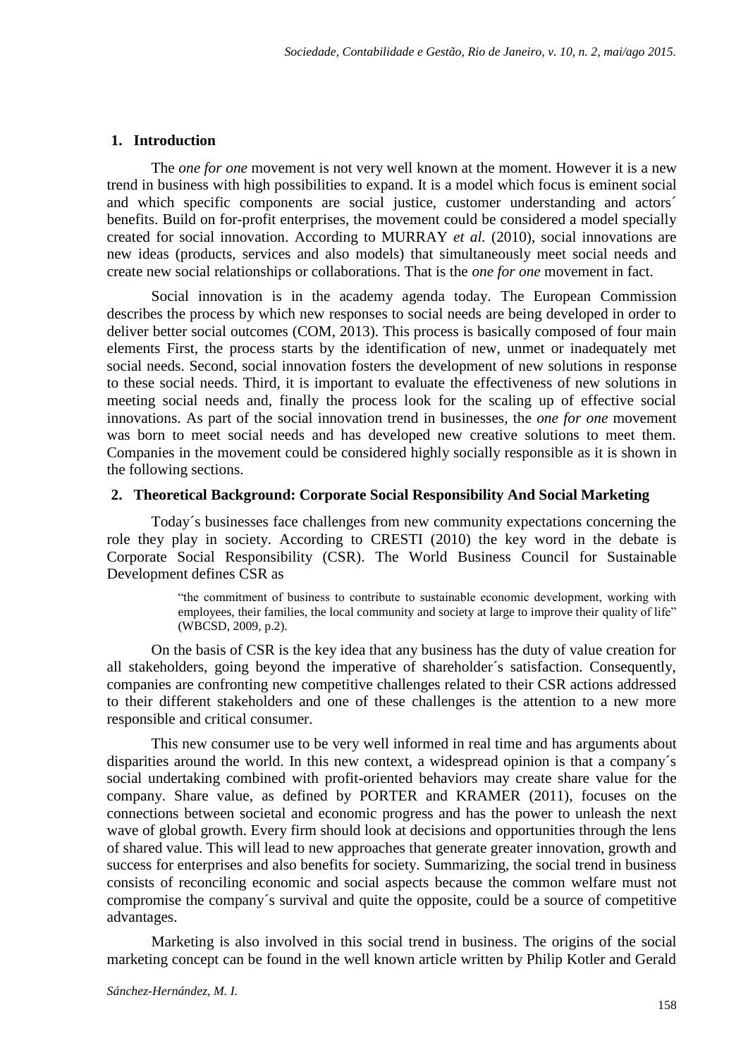## 1. Introduction

The *one for one* movement is not very well known at the moment. However it is a new trend in business with high possibilities to expand. It is a model which focus is eminent social and which specific components are social justice, customer understanding and actors´ benefits. Build on for-profit enterprises, the movement could be considered a model specially created for social innovation. According to MURRAY *et al.* (2010), social innovations are new ideas (products, services and also models) that simultaneously meet social needs and create new social relationships or collaborations. That is the *one for one* movement in fact.

Social innovation is in the academy agenda today. The European Commission describes the process by which new responses to social needs are being developed in order to deliver better social outcomes (COM, 2013). This process is basically composed of four main elements First, the process starts by the identification of new, unmet or inadequately met social needs. Second, social innovation fosters the development of new solutions in response to these social needs. Third, it is important to evaluate the effectiveness of new solutions in meeting social needs and, finally the process look for the scaling up of effective social innovations. As part of the social innovation trend in businesses, the *one for one* movement was born to meet social needs and has developed new creative solutions to meet them. Companies in the movement could be considered highly socially responsible as it is shown in the following sections.

## 2. Theoretical Background: Corporate Social Responsibility And Social Marketing

Today´s businesses face challenges from new community expectations concerning the role they play in society. According to CRESTI (2010) the key word in the debate is Corporate Social Responsibility (CSR). The World Business Council for Sustainable Development defines CSR as

> "the commitment of business to contribute to sustainable economic development, working with employees, their families, the local community and society at large to improve their quality of life" (WBCSD, 2009, p.2).

On the basis of CSR is the key idea that any business has the duty of value creation for all stakeholders, going beyond the imperative of shareholder´s satisfaction. Consequently, companies are confronting new competitive challenges related to their CSR actions addressed to their different stakeholders and one of these challenges is the attention to a new more responsible and critical consumer.

This new consumer use to be very well informed in real time and has arguments about disparities around the world. In this new context, a widespread opinion is that a company´s social undertaking combined with profit-oriented behaviors may create share value for the company. Share value, as defined by PORTER and KRAMER (2011), focuses on the connections between societal and economic progress and has the power to unleash the next wave of global growth. Every firm should look at decisions and opportunities through the lens of shared value. This will lead to new approaches that generate greater innovation, growth and success for enterprises and also benefits for society. Summarizing, the social trend in business consists of reconciling economic and social aspects because the common welfare must not compromise the company´s survival and quite the opposite, could be a source of competitive advantages.

Marketing is also involved in this social trend in business. The origins of the social marketing concept can be found in the well known article written by Philip Kotler and Gerald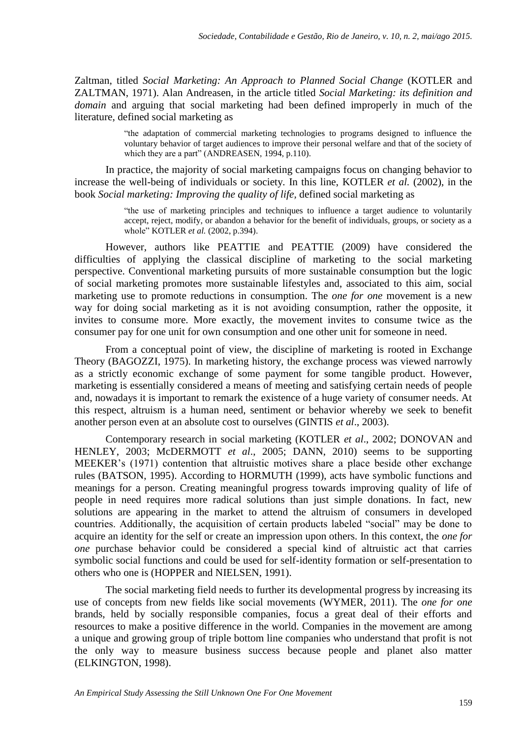Zaltman, titled *Social Marketing: An Approach to Planned Social Change* (KOTLER and ZALTMAN, 1971). Alan Andreasen, in the article titled *Social Marketing: its definition and domain* and arguing that social marketing had been defined improperly in much of the literature, defined social marketing as

> "the adaptation of commercial marketing technologies to programs designed to influence the voluntary behavior of target audiences to improve their personal welfare and that of the society of which they are a part" (ANDREASEN, 1994, p.110).

In practice, the majority of social marketing campaigns focus on changing behavior to increase the well-being of individuals or society. In this line, KOTLER *et al.* (2002), in the book *Social marketing: Improving the quality of life*, defined social marketing as

> "the use of marketing principles and techniques to influence a target audience to voluntarily accept, reject, modify, or abandon a behavior for the benefit of individuals, groups, or society as a whole" KOTLER *et al.* (2002, p.394).

However, authors like PEATTIE and PEATTIE (2009) have considered the difficulties of applying the classical discipline of marketing to the social marketing perspective. Conventional marketing pursuits of more sustainable consumption but the logic of social marketing promotes more sustainable lifestyles and, associated to this aim, social marketing use to promote reductions in consumption. The *one for one* movement is a new way for doing social marketing as it is not avoiding consumption, rather the opposite, it invites to consume more. More exactly, the movement invites to consume twice as the consumer pay for one unit for own consumption and one other unit for someone in need.

From a conceptual point of view, the discipline of marketing is rooted in Exchange Theory (BAGOZZI, 1975). In marketing history, the exchange process was viewed narrowly as a strictly economic exchange of some payment for some tangible product. However, marketing is essentially considered a means of meeting and satisfying certain needs of people and, nowadays it is important to remark the existence of a huge variety of consumer needs. At this respect, altruism is a human need, sentiment or behavior whereby we seek to benefit another person even at an absolute cost to ourselves (GINTIS *et al*., 2003).

Contemporary research in social marketing (KOTLER *et al*., 2002; DONOVAN and HENLEY, 2003; McDERMOTT *et al*., 2005; DANN, 2010) seems to be supporting MEEKER's (1971) contention that altruistic motives share a place beside other exchange rules (BATSON, 1995). According to HORMUTH (1999), acts have symbolic functions and meanings for a person. Creating meaningful progress towards improving quality of life of people in need requires more radical solutions than just simple donations. In fact, new solutions are appearing in the market to attend the altruism of consumers in developed countries. Additionally, the acquisition of certain products labeled "social" may be done to acquire an identity for the self or create an impression upon others. In this context, the *one for one* purchase behavior could be considered a special kind of altruistic act that carries symbolic social functions and could be used for self-identity formation or self-presentation to others who one is (HOPPER and NIELSEN, 1991).

The social marketing field needs to further its developmental progress by increasing its use of concepts from new fields like social movements (WYMER, 2011). The *one for one* brands, held by socially responsible companies, focus a great deal of their efforts and resources to make a positive difference in the world. Companies in the movement are among a unique and growing group of triple bottom line companies who understand that profit is not the only way to measure business success because people and planet also matter (ELKINGTON, 1998).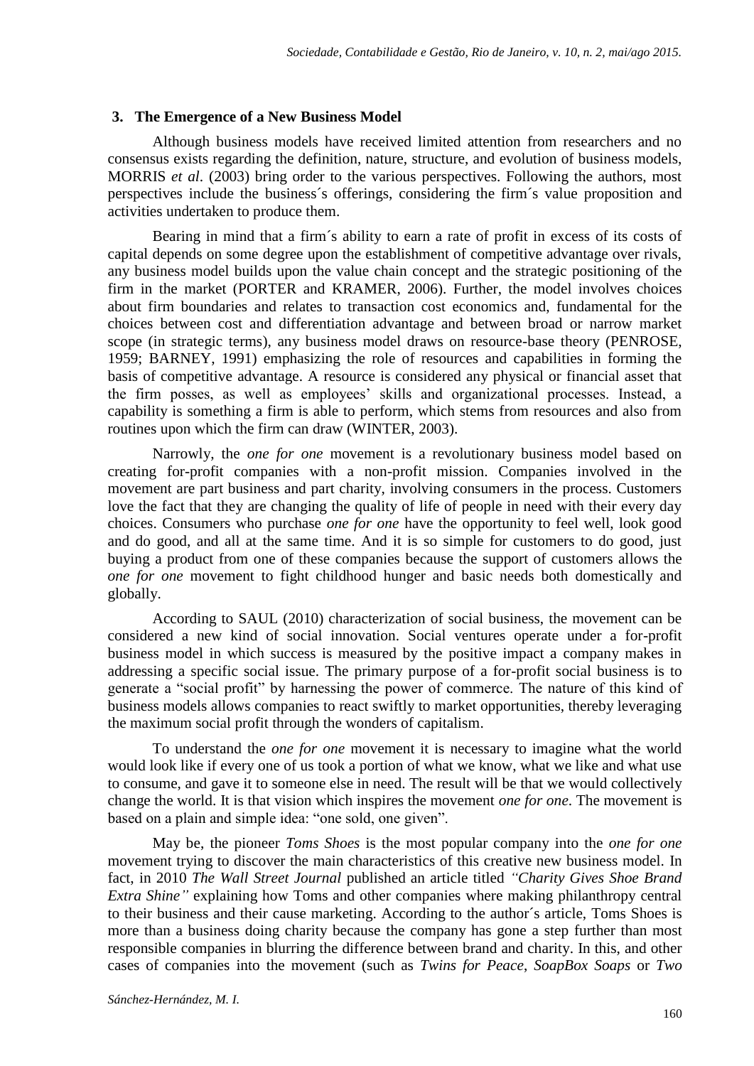## 3. The Emergence of a New Business Model

Although business models have received limited attention from researchers and no consensus exists regarding the definition, nature, structure, and evolution of business models, MORRIS *et al*. (2003) bring order to the various perspectives. Following the authors, most perspectives include the business´s offerings, considering the firm´s value proposition and activities undertaken to produce them.

Bearing in mind that a firm´s ability to earn a rate of profit in excess of its costs of capital depends on some degree upon the establishment of competitive advantage over rivals, any business model builds upon the value chain concept and the strategic positioning of the firm in the market (PORTER and KRAMER, 2006). Further, the model involves choices about firm boundaries and relates to transaction cost economics and, fundamental for the choices between cost and differentiation advantage and between broad or narrow market scope (in strategic terms), any business model draws on resource-base theory (PENROSE, 1959; BARNEY, 1991) emphasizing the role of resources and capabilities in forming the basis of competitive advantage. A resource is considered any physical or financial asset that the firm posses, as well as employees' skills and organizational processes. Instead, a capability is something a firm is able to perform, which stems from resources and also from routines upon which the firm can draw (WINTER, 2003).

Narrowly, the *one for one* movement is a revolutionary business model based on creating for-profit companies with a non-profit mission. Companies involved in the movement are part business and part charity, involving consumers in the process. Customers love the fact that they are changing the quality of life of people in need with their every day choices. Consumers who purchase *one for one* have the opportunity to feel well, look good and do good, and all at the same time. And it is so simple for customers to do good, just buying a product from one of these companies because the support of customers allows the *one for one* movement to fight childhood hunger and basic needs both domestically and globally.

According to SAUL (2010) characterization of social business, the movement can be considered a new kind of social innovation. Social ventures operate under a for-profit business model in which success is measured by the positive impact a company makes in addressing a specific social issue. The primary purpose of a for-profit social business is to generate a "social profit" by harnessing the power of commerce. The nature of this kind of business models allows companies to react swiftly to market opportunities, thereby leveraging the maximum social profit through the wonders of capitalism.

To understand the *one for one* movement it is necessary to imagine what the world would look like if every one of us took a portion of what we know, what we like and what use to consume, and gave it to someone else in need. The result will be that we would collectively change the world. It is that vision which inspires the movement *one for one*. The movement is based on a plain and simple idea: "one sold, one given".

May be, the pioneer *Toms Shoes* is the most popular company into the *one for one* movement trying to discover the main characteristics of this creative new business model. In fact, in 2010 *The Wall Street Journal* published an article titled *"Charity Gives Shoe Brand Extra Shine"* explaining how Toms and other companies where making philanthropy central to their business and their cause marketing. According to the author´s article, Toms Shoes is more than a business doing charity because the company has gone a step further than most responsible companies in blurring the difference between brand and charity. In this, and other cases of companies into the movement (such as *Twins for Peace*, *SoapBox Soaps* or *Two*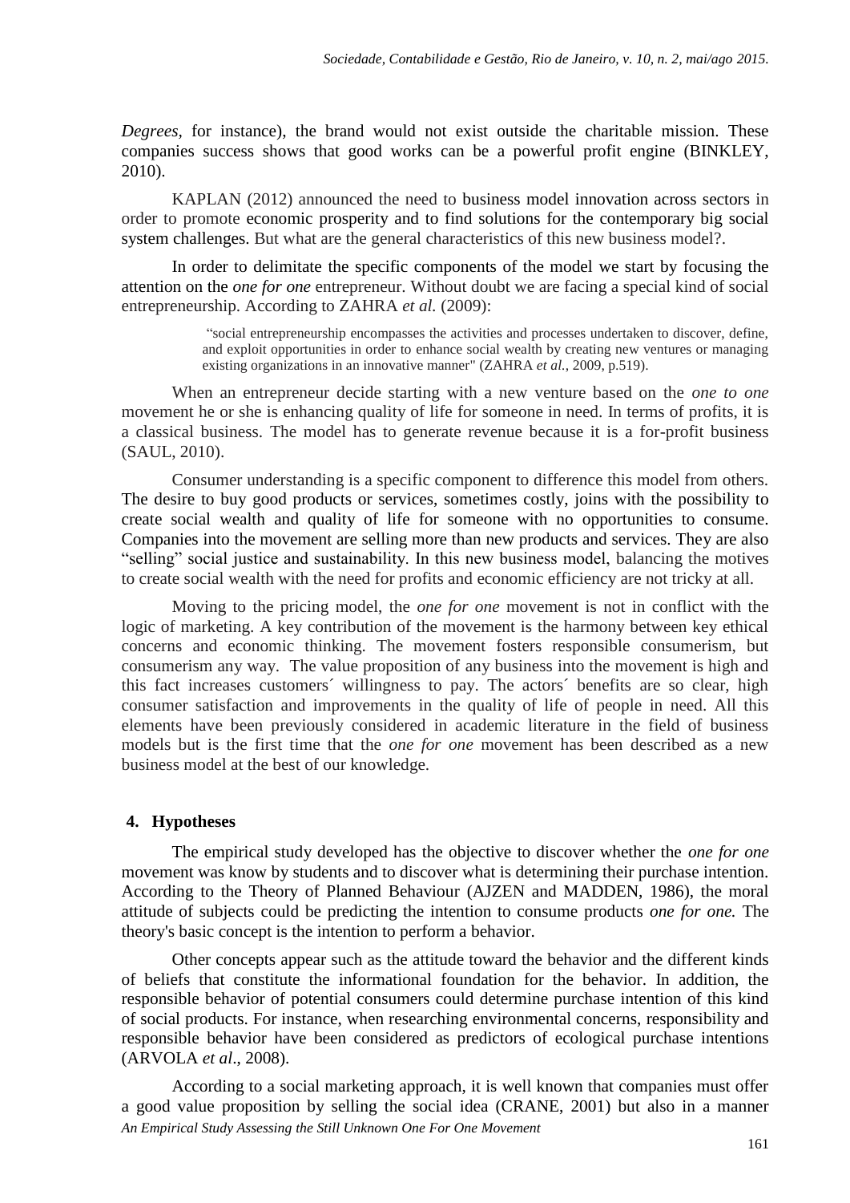*Degrees*, for instance), the brand would not exist outside the charitable mission. These companies success shows that good works can be a powerful profit engine (BINKLEY, 2010).

KAPLAN (2012) announced the need to business model innovation across sectors in order to promote economic prosperity and to find solutions for the contemporary big social system challenges. But what are the general characteristics of this new business model?.

In order to delimitate the specific components of the model we start by focusing the attention on the *one for one* entrepreneur. Without doubt we are facing a special kind of social entrepreneurship. According to ZAHRA *et al.* (2009):

> "social entrepreneurship encompasses the activities and processes undertaken to discover, define, and exploit opportunities in order to enhance social wealth by creating new ventures or managing existing organizations in an innovative manner" (ZAHRA *et al.*, 2009, p.519).

When an entrepreneur decide starting with a new venture based on the *one to one* movement he or she is enhancing quality of life for someone in need. In terms of profits, it is a classical business. The model has to generate revenue because it is a for-profit business (SAUL, 2010).

Consumer understanding is a specific component to difference this model from others. The desire to buy good products or services, sometimes costly, joins with the possibility to create social wealth and quality of life for someone with no opportunities to consume. Companies into the movement are selling more than new products and services. They are also "selling" social justice and sustainability. In this new business model, balancing the motives to create social wealth with the need for profits and economic efficiency are not tricky at all.

Moving to the pricing model, the *one for one* movement is not in conflict with the logic of marketing. A key contribution of the movement is the harmony between key ethical concerns and economic thinking. The movement fosters responsible consumerism, but consumerism any way. The value proposition of any business into the movement is high and this fact increases customers´ willingness to pay. The actors´ benefits are so clear, high consumer satisfaction and improvements in the quality of life of people in need. All this elements have been previously considered in academic literature in the field of business models but is the first time that the *one for one* movement has been described as a new business model at the best of our knowledge.

## 4. Hypotheses

The empirical study developed has the objective to discover whether the *one for one* movement was know by students and to discover what is determining their purchase intention. According to the Theory of Planned Behaviour (AJZEN and MADDEN, 1986), the moral attitude of subjects could be predicting the intention to consume products *one for one.* The theory's basic concept is the intention to perform a behavior.

Other concepts appear such as the attitude toward the behavior and the different kinds of beliefs that constitute the informational foundation for the behavior. In addition, the responsible behavior of potential consumers could determine purchase intention of this kind of social products. For instance, when researching environmental concerns, responsibility and responsible behavior have been considered as predictors of ecological purchase intentions (ARVOLA *et al*., 2008).

According to a social marketing approach, it is well known that companies must offer a good value proposition by selling the social idea (CRANE, 2001) but also in a manner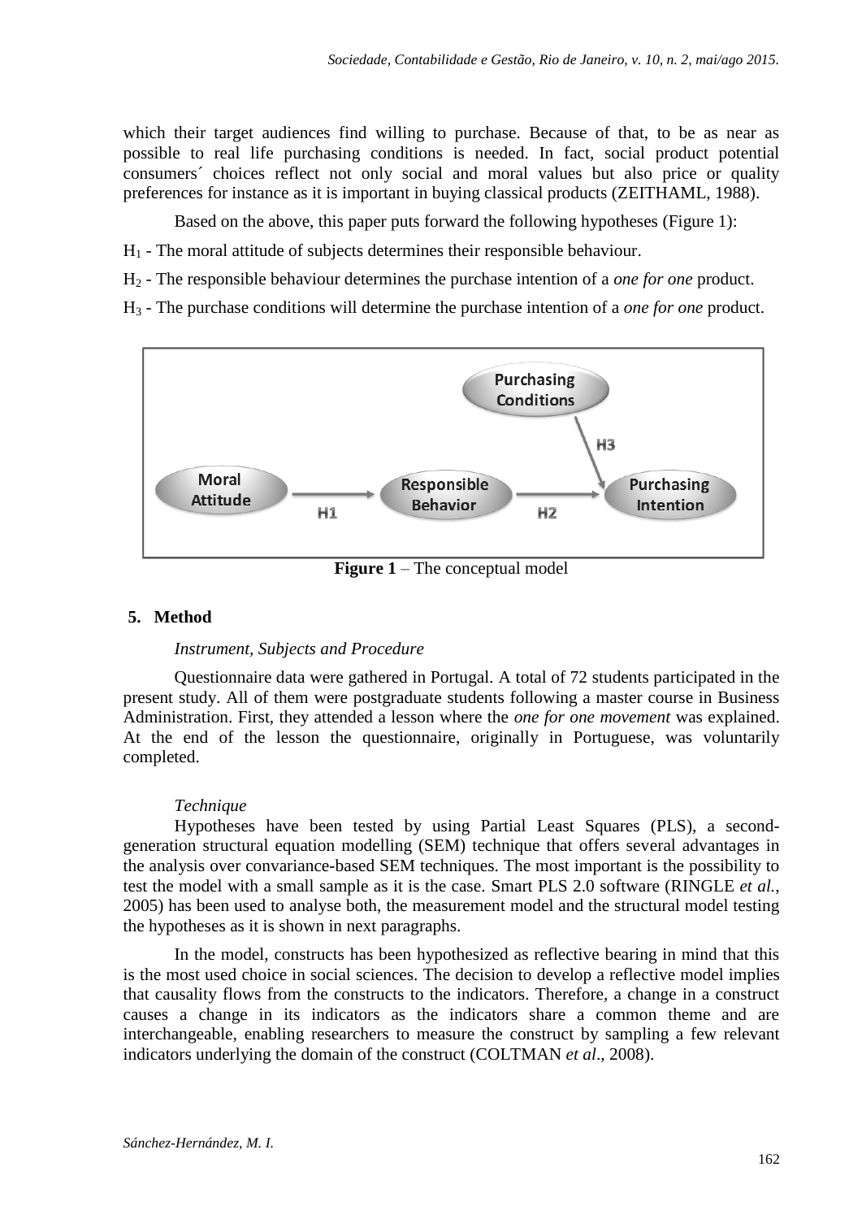which their target audiences find willing to purchase. Because of that, to be as near as possible to real life purchasing conditions is needed. In fact, social product potential consumers´ choices reflect not only social and moral values but also price or quality preferences for instance as it is important in buying classical products (ZEITHAML, 1988).

Based on the above, this paper puts forward the following hypotheses (Figure 1):

$H_1$ - The moral attitude of subjects determines their responsible behaviour.

$H_2$ - The responsible behaviour determines the purchase intention of a *one for one* product.

$H_3$ - The purchase conditions will determine the purchase intention of a *one for one* product.

**Figure 1** – The conceptual model

## 5. Method

*Instrument, Subjects and Procedure*

Questionnaire data were gathered in Portugal. A total of 72 students participated in the present study. All of them were postgraduate students following a master course in Business Administration. First, they attended a lesson where the *one for one movement* was explained. At the end of the lesson the questionnaire, originally in Portuguese, was voluntarily completed.

*Technique*

Hypotheses have been tested by using Partial Least Squares (PLS), a second-generation structural equation modelling (SEM) technique that offers several advantages in the analysis over convariance-based SEM techniques. The most important is the possibility to test the model with a small sample as it is the case. Smart PLS 2.0 software (RINGLE *et al.*, 2005) has been used to analyse both, the measurement model and the structural model testing the hypotheses as it is shown in next paragraphs.

In the model, constructs has been hypothesized as reflective bearing in mind that this is the most used choice in social sciences. The decision to develop a reflective model implies that causality flows from the constructs to the indicators. Therefore, a change in a construct causes a change in its indicators as the indicators share a common theme and are interchangeable, enabling researchers to measure the construct by sampling a few relevant indicators underlying the domain of the construct (COLTMAN *et al*., 2008).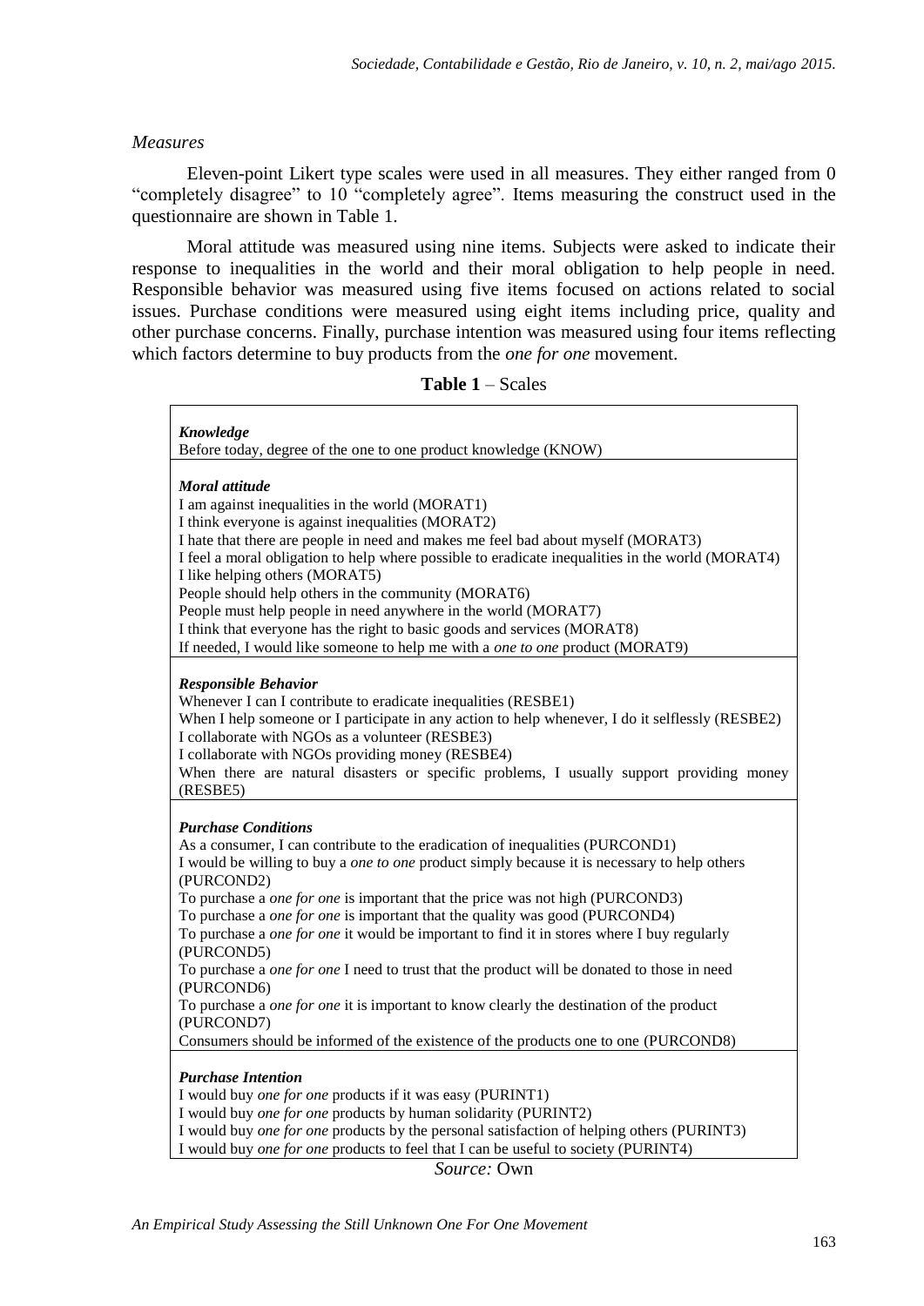*Measures*

Eleven-point Likert type scales were used in all measures. They either ranged from 0 "completely disagree" to 10 "completely agree". Items measuring the construct used in the questionnaire are shown in Table 1.

Moral attitude was measured using nine items. Subjects were asked to indicate their response to inequalities in the world and their moral obligation to help people in need. Responsible behavior was measured using five items focused on actions related to social issues. Purchase conditions were measured using eight items including price, quality and other purchase concerns. Finally, purchase intention was measured using four items reflecting which factors determine to buy products from the *one for one* movement.

**Table 1** – Scales

| |
|---|
| ***Knowledge*** |
| Before today, degree of the one to one product knowledge (KNOW) |
| ***Moral attitude*** |
| I am against inequalities in the world (MORAT1) |
| I think everyone is against inequalities (MORAT2) |
| I hate that there are people in need and makes me feel bad about myself (MORAT3) |
| I feel a moral obligation to help where possible to eradicate inequalities in the world (MORAT4) |
| I like helping others (MORAT5) |
| People should help others in the community (MORAT6) |
| People must help people in need anywhere in the world (MORAT7) |
| I think that everyone has the right to basic goods and services (MORAT8) |
| If needed, I would like someone to help me with a *one to one* product (MORAT9) |
| ***Responsible Behavior*** |
| Whenever I can I contribute to eradicate inequalities (RESBE1) |
| When I help someone or I participate in any action to help whenever, I do it selflessly (RESBE2) |
| I collaborate with NGOs as a volunteer (RESBE3) |
| I collaborate with NGOs providing money (RESBE4) |
| When there are natural disasters or specific problems, I usually support providing money (RESBE5) |
| ***Purchase Conditions*** |
| As a consumer, I can contribute to the eradication of inequalities (PURCOND1) |
| I would be willing to buy a *one to one* product simply because it is necessary to help others (PURCOND2) |
| To purchase a *one for one* is important that the price was not high (PURCOND3) |
| To purchase a *one for one* is important that the quality was good (PURCOND4) |
| To purchase a *one for one* it would be important to find it in stores where I buy regularly (PURCOND5) |
| To purchase a *one for one* I need to trust that the product will be donated to those in need (PURCOND6) |
| To purchase a *one for one* it is important to know clearly the destination of the product (PURCOND7) |
| Consumers should be informed of the existence of the products one to one (PURCOND8) |
| ***Purchase Intention*** |
| I would buy *one for one* products if it was easy (PURINT1) |
| I would buy *one for one* products by human solidarity (PURINT2) |
| I would buy *one for one* products by the personal satisfaction of helping others (PURINT3) |
| I would buy *one for one* products to feel that I can be useful to society (PURINT4) |

*Source:* Own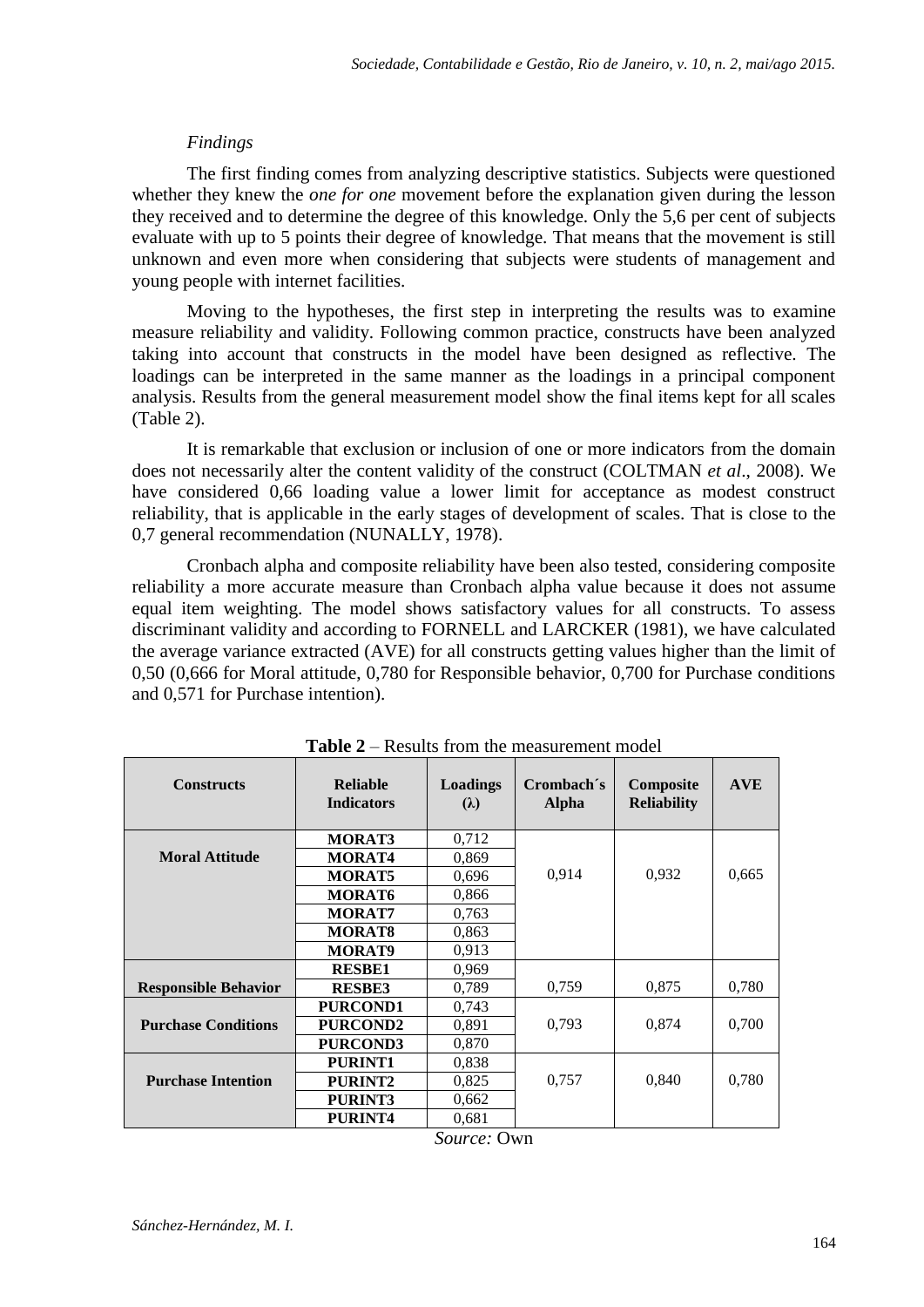*Findings*

The first finding comes from analyzing descriptive statistics. Subjects were questioned whether they knew the *one for one* movement before the explanation given during the lesson they received and to determine the degree of this knowledge. Only the 5,6 per cent of subjects evaluate with up to 5 points their degree of knowledge. That means that the movement is still unknown and even more when considering that subjects were students of management and young people with internet facilities.

Moving to the hypotheses, the first step in interpreting the results was to examine measure reliability and validity. Following common practice, constructs have been analyzed taking into account that constructs in the model have been designed as reflective. The loadings can be interpreted in the same manner as the loadings in a principal component analysis. Results from the general measurement model show the final items kept for all scales (Table 2).

It is remarkable that exclusion or inclusion of one or more indicators from the domain does not necessarily alter the content validity of the construct (COLTMAN *et al*., 2008). We have considered 0,66 loading value a lower limit for acceptance as modest construct reliability, that is applicable in the early stages of development of scales. That is close to the 0,7 general recommendation (NUNALLY, 1978).

Cronbach alpha and composite reliability have been also tested, considering composite reliability a more accurate measure than Cronbach alpha value because it does not assume equal item weighting. The model shows satisfactory values for all constructs. To assess discriminant validity and according to FORNELL and LARCKER (1981), we have calculated the average variance extracted (AVE) for all constructs getting values higher than the limit of 0,50 (0,666 for Moral attitude, 0,780 for Responsible behavior, 0,700 for Purchase conditions and 0,571 for Purchase intention).

**Table 2** – Results from the measurement model

| Constructs | Reliable Indicators | Loadings (λ) | Crombach´s Alpha | Composite Reliability | AVE |
|---|---|---|---|---|---|
| **Moral Attitude** | **MORAT3** | 0,712 | 0,914 | 0,932 | 0,665 |
| | **MORAT4** | 0,869 | | | |
| | **MORAT5** | 0,696 | | | |
| | **MORAT6** | 0,866 | | | |
| | **MORAT7** | 0,763 | | | |
| | **MORAT8** | 0,863 | | | |
| | **MORAT9** | 0,913 | | | |
| **Responsible Behavior** | **RESBE1** | 0,969 | 0,759 | 0,875 | 0,780 |
| | **RESBE3** | 0,789 | | | |
| **Purchase Conditions** | **PURCOND1** | 0,743 | 0,793 | 0,874 | 0,700 |
| | **PURCOND2** | 0,891 | | | |
| | **PURCOND3** | 0,870 | | | |
| **Purchase Intention** | **PURINT1** | 0,838 | 0,757 | 0,840 | 0,780 |
| | **PURINT2** | 0,825 | | | |
| | **PURINT3** | 0,662 | | | |
| | **PURINT4** | 0,681 | | | |

*Source:* Own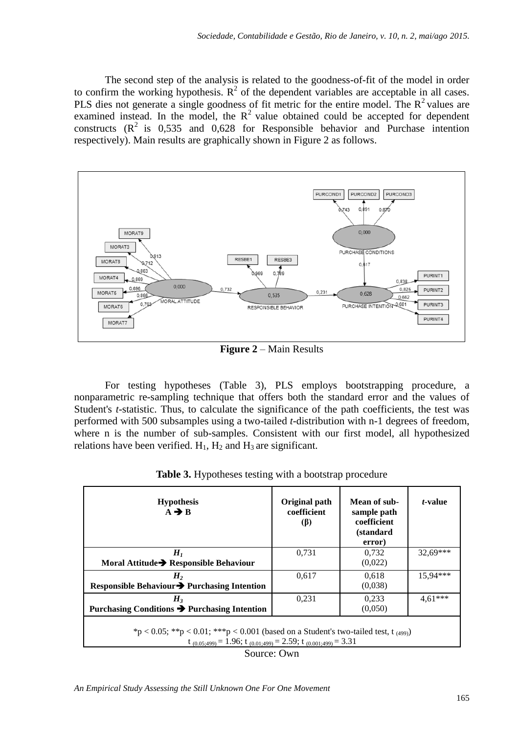The second step of the analysis is related to the goodness-of-fit of the model in order to confirm the working hypothesis. $R^2$ of the dependent variables are acceptable in all cases. PLS dies not generate a single goodness of fit metric for the entire model. The $R^2$ values are examined instead. In the model, the $R^2$ value obtained could be accepted for dependent constructs ($R^2$ is 0,535 and 0,628 for Responsible behavior and Purchase intention respectively). Main results are graphically shown in Figure 2 as follows.

**Figure 2** – Main Results

For testing hypotheses (Table 3), PLS employs bootstrapping procedure, a nonparametric re-sampling technique that offers both the standard error and the values of Student's *t*-statistic. Thus, to calculate the significance of the path coefficients, the test was performed with 500 subsamples using a two-tailed *t*-distribution with n-1 degrees of freedom, where n is the number of sub-samples. Consistent with our first model, all hypothesized relations have been verified. $H_1$, $H_2$ and $H_3$ are significant.

**Table 3.** Hypotheses testing with a bootstrap procedure

| Hypothesis A ➔ B | Original path coefficient (β) | Mean of sub-sample path coefficient (standard error) | *t*-value |
|---|---|---|---|
| ***H₁*** **Moral Attitude➔ Responsible Behaviour** | 0,731 | 0,732 (0,022) | 32,69*** |
| ***H₂*** **Responsible Behaviour➔ Purchasing Intention** | 0,617 | 0,618 (0,038) | 15,94*** |
| ***H₃*** **Purchasing Conditions ➔ Purchasing Intention** | 0,231 | 0,233 (0,050) | 4,61*** |

*p < 0.05; **p < 0.01; ***p < 0.001 (based on a Student's two-tailed test, $t_{(499)}$)
$t_{(0.05;499)} = 1.96$; $t_{(0.01;499)} = 2.59$; $t_{(0.001;499)} = 3.31$

Source: Own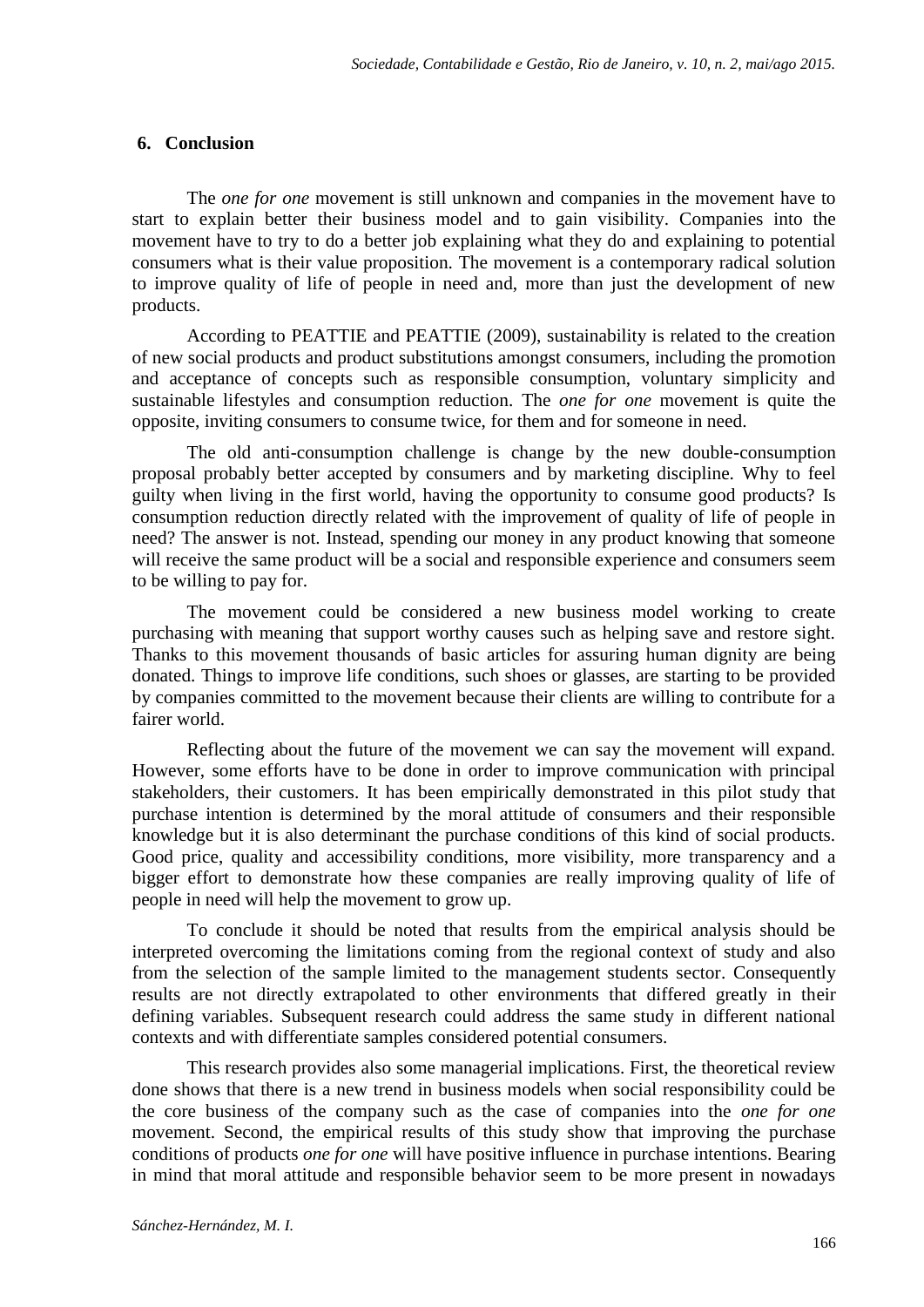## 6. Conclusion

The *one for one* movement is still unknown and companies in the movement have to start to explain better their business model and to gain visibility. Companies into the movement have to try to do a better job explaining what they do and explaining to potential consumers what is their value proposition. The movement is a contemporary radical solution to improve quality of life of people in need and, more than just the development of new products.

According to PEATTIE and PEATTIE (2009), sustainability is related to the creation of new social products and product substitutions amongst consumers, including the promotion and acceptance of concepts such as responsible consumption, voluntary simplicity and sustainable lifestyles and consumption reduction. The *one for one* movement is quite the opposite, inviting consumers to consume twice, for them and for someone in need.

The old anti-consumption challenge is change by the new double-consumption proposal probably better accepted by consumers and by marketing discipline. Why to feel guilty when living in the first world, having the opportunity to consume good products? Is consumption reduction directly related with the improvement of quality of life of people in need? The answer is not. Instead, spending our money in any product knowing that someone will receive the same product will be a social and responsible experience and consumers seem to be willing to pay for.

The movement could be considered a new business model working to create purchasing with meaning that support worthy causes such as helping save and restore sight. Thanks to this movement thousands of basic articles for assuring human dignity are being donated. Things to improve life conditions, such shoes or glasses, are starting to be provided by companies committed to the movement because their clients are willing to contribute for a fairer world.

Reflecting about the future of the movement we can say the movement will expand. However, some efforts have to be done in order to improve communication with principal stakeholders, their customers. It has been empirically demonstrated in this pilot study that purchase intention is determined by the moral attitude of consumers and their responsible knowledge but it is also determinant the purchase conditions of this kind of social products. Good price, quality and accessibility conditions, more visibility, more transparency and a bigger effort to demonstrate how these companies are really improving quality of life of people in need will help the movement to grow up.

To conclude it should be noted that results from the empirical analysis should be interpreted overcoming the limitations coming from the regional context of study and also from the selection of the sample limited to the management students sector. Consequently results are not directly extrapolated to other environments that differed greatly in their defining variables. Subsequent research could address the same study in different national contexts and with differentiate samples considered potential consumers.

This research provides also some managerial implications. First, the theoretical review done shows that there is a new trend in business models when social responsibility could be the core business of the company such as the case of companies into the *one for one* movement. Second, the empirical results of this study show that improving the purchase conditions of products *one for one* will have positive influence in purchase intentions. Bearing in mind that moral attitude and responsible behavior seem to be more present in nowadays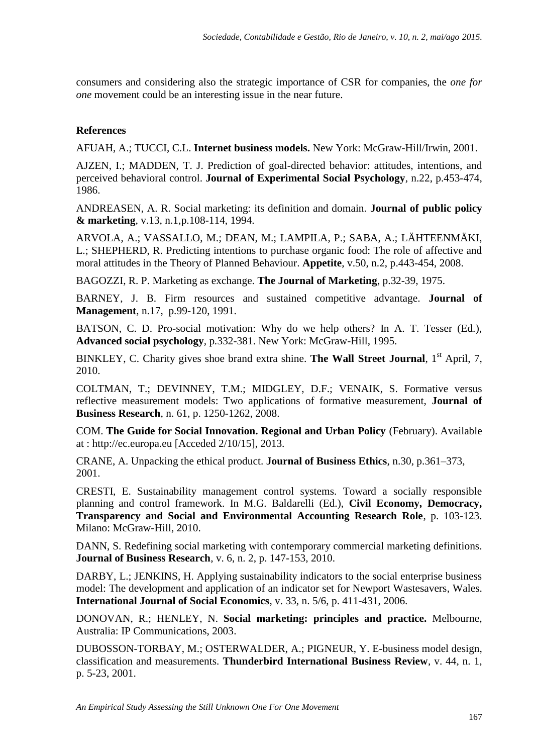consumers and considering also the strategic importance of CSR for companies, the *one for one* movement could be an interesting issue in the near future.

**References**

AFUAH, A.; TUCCI, C.L. **Internet business models.** New York: McGraw-Hill/Irwin, 2001.

AJZEN, I.; MADDEN, T. J. Prediction of goal-directed behavior: attitudes, intentions, and perceived behavioral control. **Journal of Experimental Social Psychology**, n.22, p.453-474, 1986.

ANDREASEN, A. R. Social marketing: its definition and domain. **Journal of public policy & marketing**, v.13, n.1,p.108-114, 1994.

ARVOLA, A.; VASSALLO, M.; DEAN, M.; LAMPILA, P.; SABA, A.; LÄHTEENMÄKI, L.; SHEPHERD, R. Predicting intentions to purchase organic food: The role of affective and moral attitudes in the Theory of Planned Behaviour. **Appetite**, v.50, n.2, p.443-454, 2008.

BAGOZZI, R. P. Marketing as exchange. **The Journal of Marketing**, p.32-39, 1975.

BARNEY, J. B. Firm resources and sustained competitive advantage. **Journal of Management**, n.17, p.99-120, 1991.

BATSON, C. D. Pro-social motivation: Why do we help others? In A. T. Tesser (Ed.), **Advanced social psychology**, p.332-381. New York: McGraw-Hill, 1995.

BINKLEY, C. Charity gives shoe brand extra shine. **The Wall Street Journal**, 1st April, 7, 2010.

COLTMAN, T.; DEVINNEY, T.M.; MIDGLEY, D.F.; VENAIK, S. Formative versus reflective measurement models: Two applications of formative measurement, **Journal of Business Research**, n. 61, p. 1250-1262, 2008.

COM. **The Guide for Social Innovation. Regional and Urban Policy** (February). Available at : http://ec.europa.eu [Acceded 2/10/15], 2013.

CRANE, A. Unpacking the ethical product. **Journal of Business Ethics**, n.30, p.361–373, 2001.

CRESTI, E. Sustainability management control systems. Toward a socially responsible planning and control framework. In M.G. Baldarelli (Ed.), **Civil Economy, Democracy, Transparency and Social and Environmental Accounting Research Role**, p. 103-123. Milano: McGraw-Hill, 2010.

DANN, S. Redefining social marketing with contemporary commercial marketing definitions. **Journal of Business Research**, v. 6, n. 2, p. 147-153, 2010.

DARBY, L.; JENKINS, H. Applying sustainability indicators to the social enterprise business model: The development and application of an indicator set for Newport Wastesavers, Wales. **International Journal of Social Economics**, v. 33, n. 5/6, p. 411-431, 2006.

DONOVAN, R.; HENLEY, N. **Social marketing: principles and practice.** Melbourne, Australia: IP Communications, 2003.

DUBOSSON-TORBAY, M.; OSTERWALDER, A.; PIGNEUR, Y. E-business model design, classification and measurements. **Thunderbird International Business Review**, v. 44, n. 1, p. 5-23, 2001.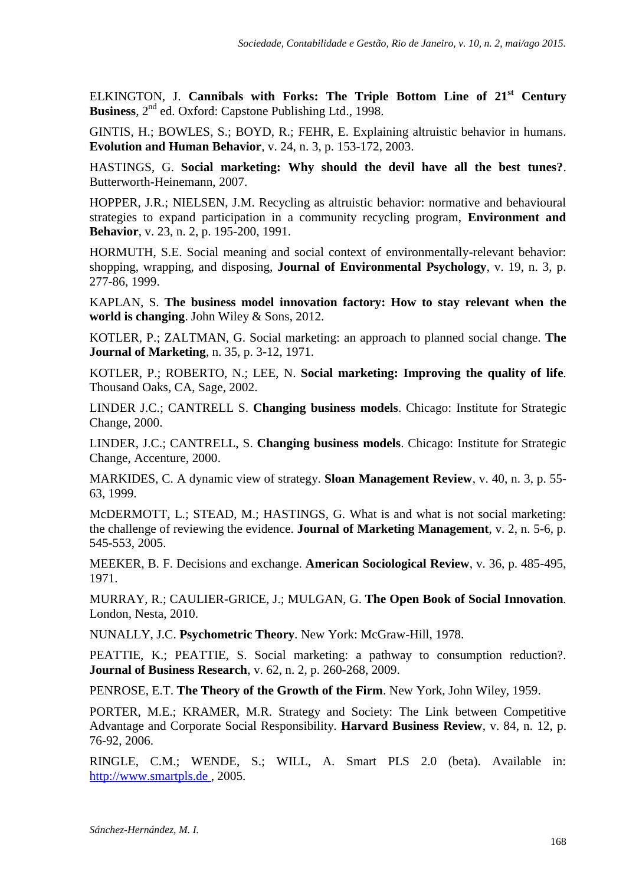ELKINGTON, J. **Cannibals with Forks: The Triple Bottom Line of 21st Century Business**, 2nd ed. Oxford: Capstone Publishing Ltd., 1998.

GINTIS, H.; BOWLES, S.; BOYD, R.; FEHR, E. Explaining altruistic behavior in humans. **Evolution and Human Behavior**, v. 24, n. 3, p. 153-172, 2003.

HASTINGS, G. **Social marketing: Why should the devil have all the best tunes?**. Butterworth-Heinemann, 2007.

HOPPER, J.R.; NIELSEN, J.M. Recycling as altruistic behavior: normative and behavioural strategies to expand participation in a community recycling program, **Environment and Behavior**, v. 23, n. 2, p. 195-200, 1991.

HORMUTH, S.E. Social meaning and social context of environmentally-relevant behavior: shopping, wrapping, and disposing, **Journal of Environmental Psychology**, v. 19, n. 3, p. 277-86, 1999.

KAPLAN, S. **The business model innovation factory: How to stay relevant when the world is changing**. John Wiley & Sons, 2012.

KOTLER, P.; ZALTMAN, G. Social marketing: an approach to planned social change. **The Journal of Marketing**, n. 35, p. 3-12, 1971.

KOTLER, P.; ROBERTO, N.; LEE, N. **Social marketing: Improving the quality of life**. Thousand Oaks, CA, Sage, 2002.

LINDER J.C.; CANTRELL S. **Changing business models**. Chicago: Institute for Strategic Change, 2000.

LINDER, J.C.; CANTRELL, S. **Changing business models**. Chicago: Institute for Strategic Change, Accenture, 2000.

MARKIDES, C. A dynamic view of strategy. **Sloan Management Review**, v. 40, n. 3, p. 55-63, 1999.

McDERMOTT, L.; STEAD, M.; HASTINGS, G. What is and what is not social marketing: the challenge of reviewing the evidence. **Journal of Marketing Management**, v. 2, n. 5-6, p. 545-553, 2005.

MEEKER, B. F. Decisions and exchange. **American Sociological Review**, v. 36, p. 485-495, 1971.

MURRAY, R.; CAULIER-GRICE, J.; MULGAN, G. **The Open Book of Social Innovation**. London, Nesta, 2010.

NUNALLY, J.C. **Psychometric Theory**. New York: McGraw-Hill, 1978.

PEATTIE, K.; PEATTIE, S. Social marketing: a pathway to consumption reduction?. **Journal of Business Research**, v. 62, n. 2, p. 260-268, 2009.

PENROSE, E.T. **The Theory of the Growth of the Firm**. New York, John Wiley, 1959.

PORTER, M.E.; KRAMER, M.R. Strategy and Society: The Link between Competitive Advantage and Corporate Social Responsibility. **Harvard Business Review**, v. 84, n. 12, p. 76-92, 2006.

RINGLE, C.M.; WENDE, S.; WILL, A. Smart PLS 2.0 (beta). Available in: http://www.smartpls.de , 2005.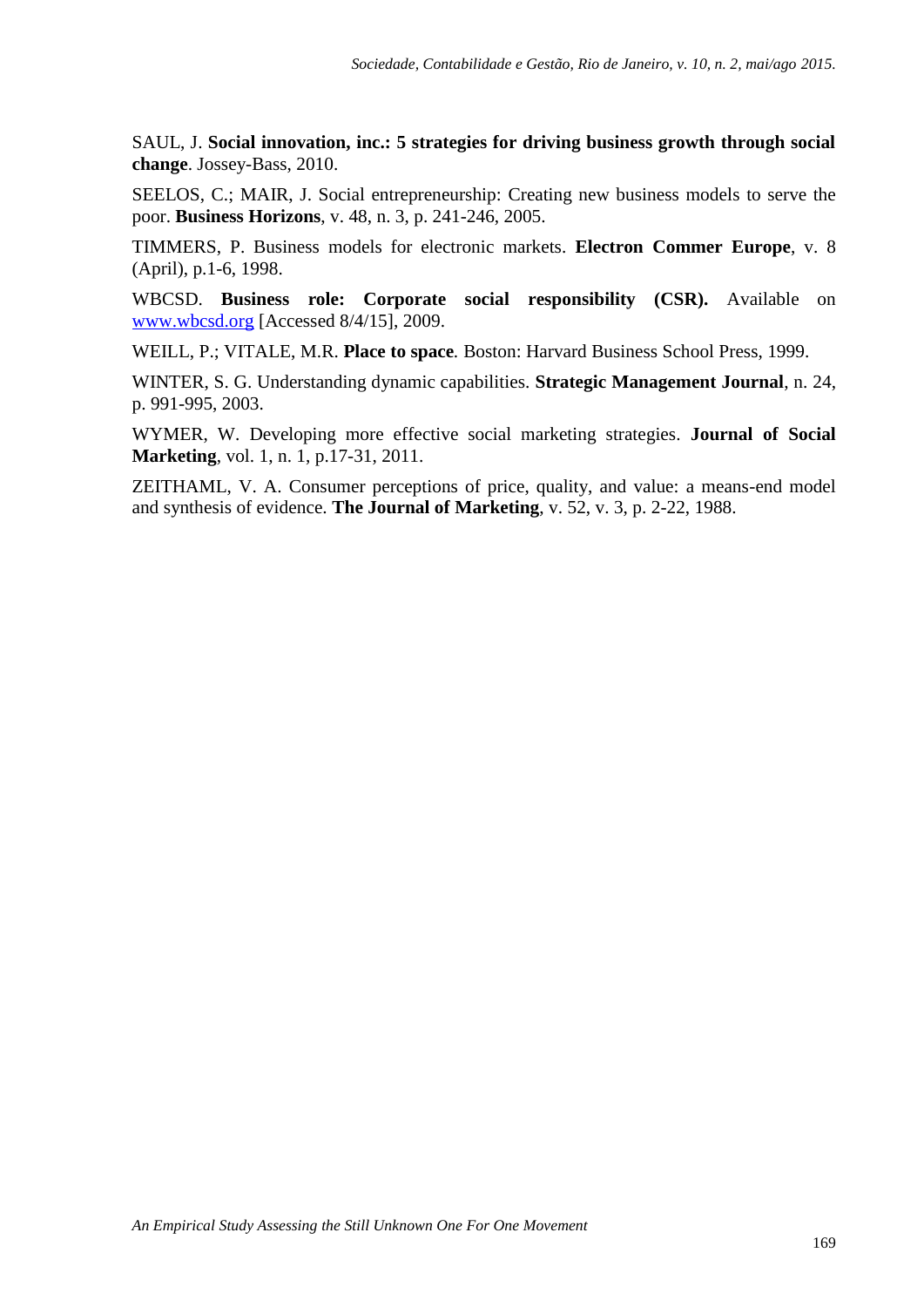SAUL, J. **Social innovation, inc.: 5 strategies for driving business growth through social change**. Jossey-Bass, 2010.

SEELOS, C.; MAIR, J. Social entrepreneurship: Creating new business models to serve the poor. **Business Horizons**, v. 48, n. 3, p. 241-246, 2005.

TIMMERS, P. Business models for electronic markets. **Electron Commer Europe**, v. 8 (April), p.1-6, 1998.

WBCSD. **Business role: Corporate social responsibility (CSR).** Available on www.wbcsd.org [Accessed 8/4/15], 2009.

WEILL, P.; VITALE, M.R. **Place to space**. Boston: Harvard Business School Press, 1999.

WINTER, S. G. Understanding dynamic capabilities. **Strategic Management Journal**, n. 24, p. 991-995, 2003.

WYMER, W. Developing more effective social marketing strategies. **Journal of Social Marketing**, vol. 1, n. 1, p.17-31, 2011.

ZEITHAML, V. A. Consumer perceptions of price, quality, and value: a means-end model and synthesis of evidence. **The Journal of Marketing**, v. 52, v. 3, p. 2-22, 1988.